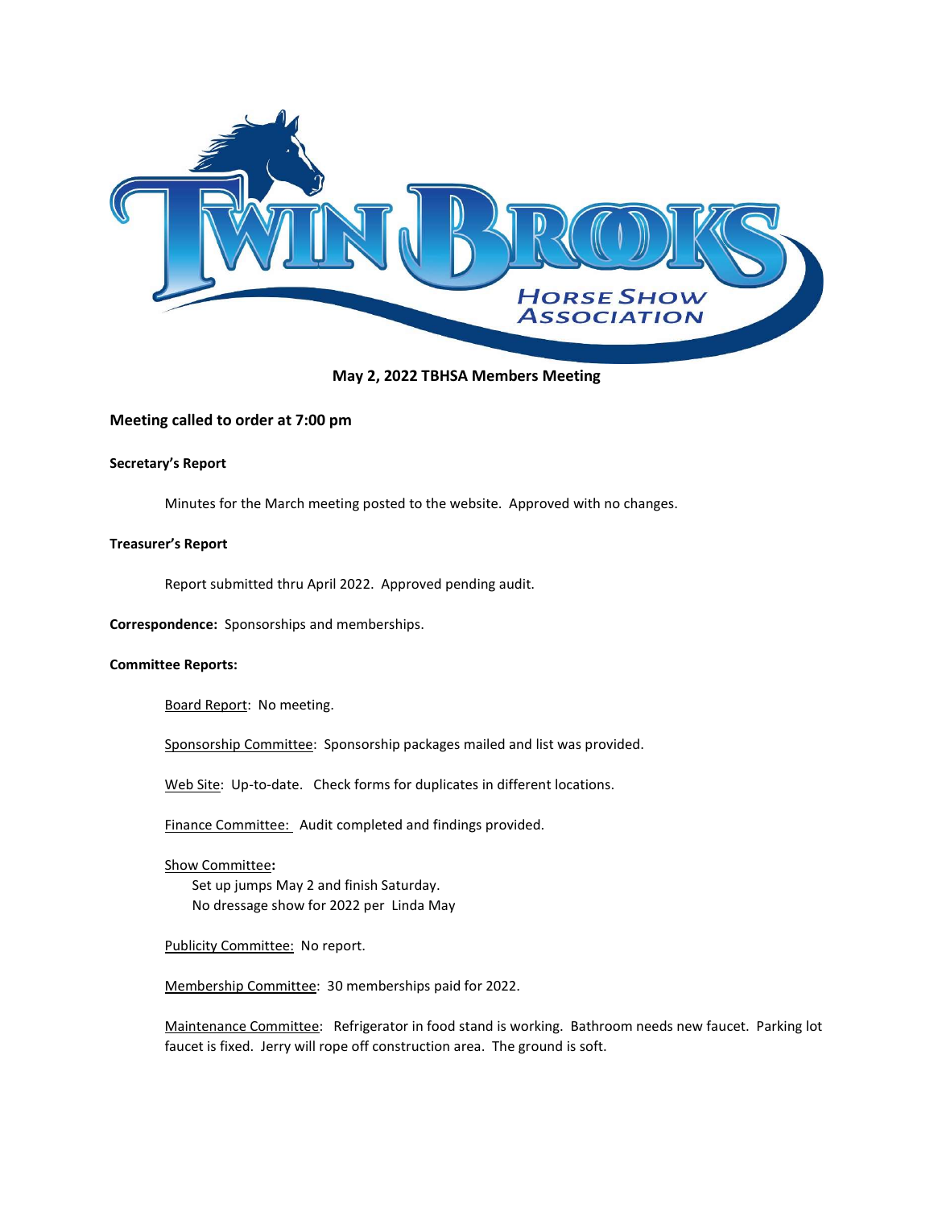# Twin Brooks Horse Show Association

## May 2, 2022 TBHSA Members Meeting

### Meeting called to order at 7:00 pm

**Secretary's Report**

Minutes for the March meeting posted to the website. Approved with no changes.

**Treasurer's Report**

Report submitted thru April 2022. Approved pending audit.

**Correspondence:** Sponsorships and memberships.

**Committee Reports:**

Board Report: No meeting.

Sponsorship Committee: Sponsorship packages mailed and list was provided.

Web Site: Up-to-date. Check forms for duplicates in different locations.

Finance Committee: Audit completed and findings provided.

Show Committee:
- Set up jumps May 2 and finish Saturday.
- No dressage show for 2022 per Linda May

Publicity Committee: No report.

Membership Committee: 30 memberships paid for 2022.

Maintenance Committee: Refrigerator in food stand is working. Bathroom needs new faucet. Parking lot faucet is fixed. Jerry will rope off construction area. The ground is soft.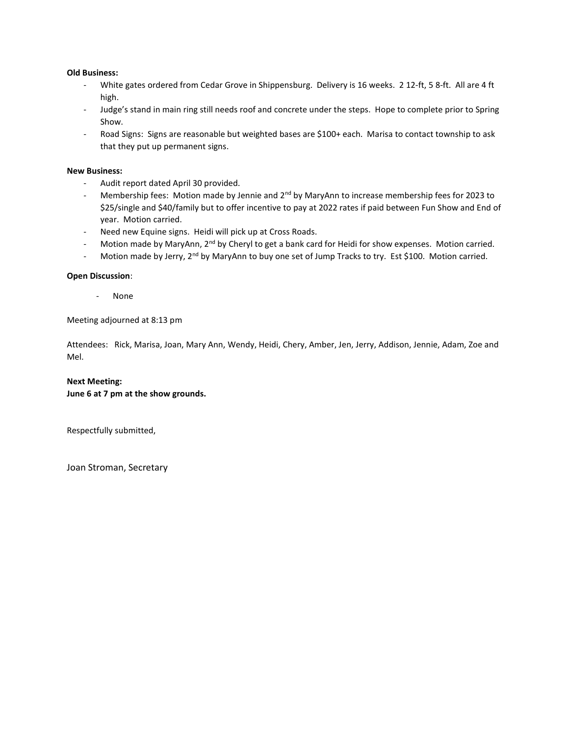**Old Business:**

- White gates ordered from Cedar Grove in Shippensburg. Delivery is 16 weeks. 2 12-ft, 5 8-ft. All are 4 ft high.
- Judge's stand in main ring still needs roof and concrete under the steps. Hope to complete prior to Spring Show.
- Road Signs: Signs are reasonable but weighted bases are $100+ each. Marisa to contact township to ask that they put up permanent signs.

**New Business:**

- Audit report dated April 30 provided.
- Membership fees: Motion made by Jennie and 2nd by MaryAnn to increase membership fees for 2023 to $25/single and $40/family but to offer incentive to pay at 2022 rates if paid between Fun Show and End of year. Motion carried.
- Need new Equine signs. Heidi will pick up at Cross Roads.
- Motion made by MaryAnn, 2nd by Cheryl to get a bank card for Heidi for show expenses. Motion carried.
- Motion made by Jerry, 2nd by MaryAnn to buy one set of Jump Tracks to try. Est $100. Motion carried.

**Open Discussion**:

- None

Meeting adjourned at 8:13 pm

Attendees: Rick, Marisa, Joan, Mary Ann, Wendy, Heidi, Chery, Amber, Jen, Jerry, Addison, Jennie, Adam, Zoe and Mel.

**Next Meeting:**
**June 6 at 7 pm at the show grounds.**

Respectfully submitted,

Joan Stroman, Secretary